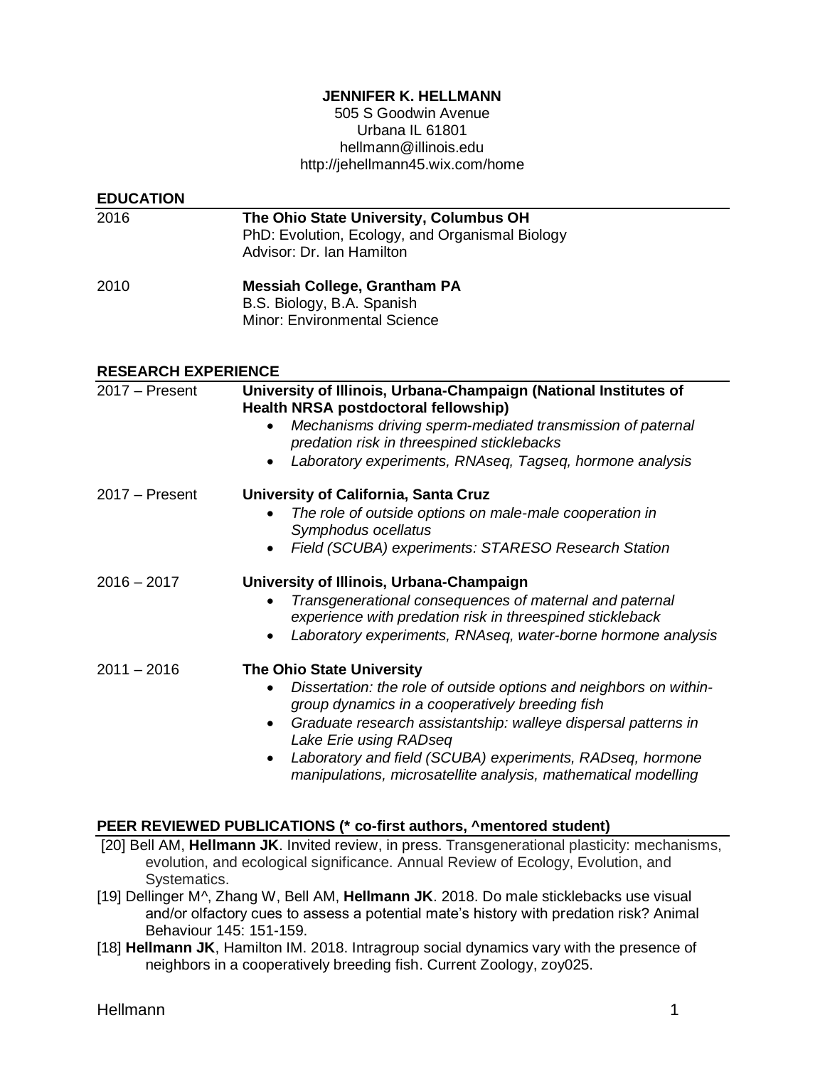# JENNIFER K. HELLMANN

505 S Goodwin Avenue
Urbana IL 61801
hellmann@illinois.edu
http://jehellmann45.wix.com/home

## EDUCATION

2016 — **The Ohio State University, Columbus OH**
PhD: Evolution, Ecology, and Organismal Biology
Advisor: Dr. Ian Hamilton

2010 — **Messiah College, Grantham PA**
B.S. Biology, B.A. Spanish
Minor: Environmental Science

## RESEARCH EXPERIENCE

2017 – Present — **University of Illinois, Urbana-Champaign (National Institutes of Health NRSA postdoctoral fellowship)**

- *Mechanisms driving sperm-mediated transmission of paternal predation risk in threespined sticklebacks*
- *Laboratory experiments, RNAseq, Tagseq, hormone analysis*

2017 – Present — **University of California, Santa Cruz**

- *The role of outside options on male-male cooperation in Symphodus ocellatus*
- *Field (SCUBA) experiments: STARESO Research Station*

2016 – 2017 — **University of Illinois, Urbana-Champaign**

- *Transgenerational consequences of maternal and paternal experience with predation risk in threespined stickleback*
- *Laboratory experiments, RNAseq, water-borne hormone analysis*

2011 – 2016 — **The Ohio State University**

- *Dissertation: the role of outside options and neighbors on within-group dynamics in a cooperatively breeding fish*
- *Graduate research assistantship: walleye dispersal patterns in Lake Erie using RADseq*
- *Laboratory and field (SCUBA) experiments, RADseq, hormone manipulations, microsatellite analysis, mathematical modelling*

## PEER REVIEWED PUBLICATIONS (* co-first authors, ^mentored student)

[20] Bell AM, **Hellmann JK**. Invited review, in press. Transgenerational plasticity: mechanisms, evolution, and ecological significance. Annual Review of Ecology, Evolution, and Systematics.

[19] Dellinger M^, Zhang W, Bell AM, **Hellmann JK**. 2018. Do male sticklebacks use visual and/or olfactory cues to assess a potential mate's history with predation risk? Animal Behaviour 145: 151-159.

[18] **Hellmann JK**, Hamilton IM. 2018. Intragroup social dynamics vary with the presence of neighbors in a cooperatively breeding fish. Current Zoology, zoy025.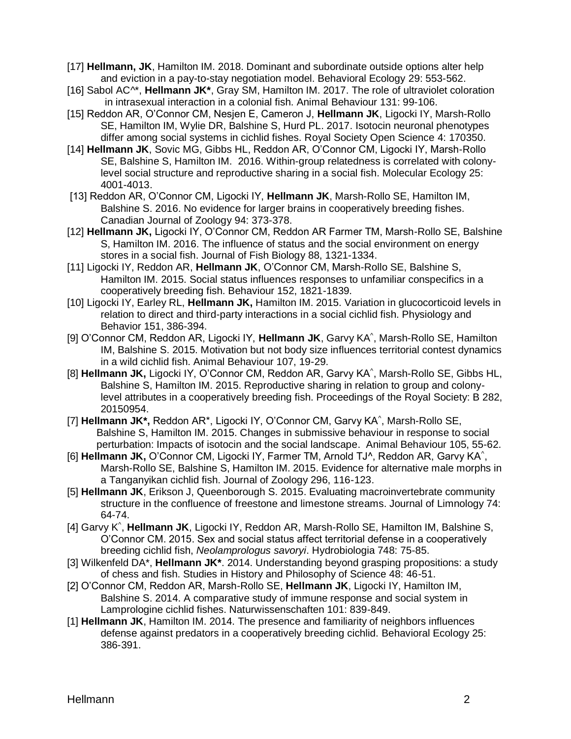[17] **Hellmann, JK**, Hamilton IM. 2018. Dominant and subordinate outside options alter help and eviction in a pay-to-stay negotiation model. Behavioral Ecology 29: 553-562.

[16] Sabol AC^*, **Hellmann JK***, Gray SM, Hamilton IM. 2017. The role of ultraviolet coloration in intrasexual interaction in a colonial fish. Animal Behaviour 131: 99-106.

[15] Reddon AR, O'Connor CM, Nesjen E, Cameron J, **Hellmann JK**, Ligocki IY, Marsh-Rollo SE, Hamilton IM, Wylie DR, Balshine S, Hurd PL. 2017. Isotocin neuronal phenotypes differ among social systems in cichlid fishes. Royal Society Open Science 4: 170350.

[14] **Hellmann JK**, Sovic MG, Gibbs HL, Reddon AR, O'Connor CM, Ligocki IY, Marsh-Rollo SE, Balshine S, Hamilton IM. 2016. Within-group relatedness is correlated with colony-level social structure and reproductive sharing in a social fish. Molecular Ecology 25: 4001-4013.

[13] Reddon AR, O'Connor CM, Ligocki IY, **Hellmann JK**, Marsh-Rollo SE, Hamilton IM, Balshine S. 2016. No evidence for larger brains in cooperatively breeding fishes. Canadian Journal of Zoology 94: 373-378.

[12] **Hellmann JK,** Ligocki IY, O'Connor CM, Reddon AR Farmer TM, Marsh-Rollo SE, Balshine S, Hamilton IM. 2016. The influence of status and the social environment on energy stores in a social fish. Journal of Fish Biology 88, 1321-1334.

[11] Ligocki IY, Reddon AR, **Hellmann JK**, O'Connor CM, Marsh-Rollo SE, Balshine S, Hamilton IM. 2015. Social status influences responses to unfamiliar conspecifics in a cooperatively breeding fish. Behaviour 152, 1821-1839.

[10] Ligocki IY, Earley RL, **Hellmann JK,** Hamilton IM. 2015. Variation in glucocorticoid levels in relation to direct and third-party interactions in a social cichlid fish. Physiology and Behavior 151, 386-394.

[9] O'Connor CM, Reddon AR, Ligocki IY, **Hellmann JK**, Garvy KA^, Marsh-Rollo SE, Hamilton IM, Balshine S. 2015. Motivation but not body size influences territorial contest dynamics in a wild cichlid fish. Animal Behaviour 107, 19-29.

[8] **Hellmann JK,** Ligocki IY, O'Connor CM, Reddon AR, Garvy KA^, Marsh-Rollo SE, Gibbs HL, Balshine S, Hamilton IM. 2015. Reproductive sharing in relation to group and colony-level attributes in a cooperatively breeding fish. Proceedings of the Royal Society: B 282, 20150954.

[7] **Hellmann JK*,** Reddon AR*, Ligocki IY, O'Connor CM, Garvy KA^, Marsh-Rollo SE, Balshine S, Hamilton IM. 2015. Changes in submissive behaviour in response to social perturbation: Impacts of isotocin and the social landscape. Animal Behaviour 105, 55-62.

[6] **Hellmann JK,** O'Connor CM, Ligocki IY, Farmer TM, Arnold TJ^, Reddon AR, Garvy KA^, Marsh-Rollo SE, Balshine S, Hamilton IM. 2015. Evidence for alternative male morphs in a Tanganyikan cichlid fish. Journal of Zoology 296, 116-123.

[5] **Hellmann JK**, Erikson J, Queenborough S. 2015. Evaluating macroinvertebrate community structure in the confluence of freestone and limestone streams. Journal of Limnology 74: 64-74.

[4] Garvy K^, **Hellmann JK**, Ligocki IY, Reddon AR, Marsh-Rollo SE, Hamilton IM, Balshine S, O'Connor CM. 2015. Sex and social status affect territorial defense in a cooperatively breeding cichlid fish, *Neolamprologus savoryi*. Hydrobiologia 748: 75-85.

[3] Wilkenfeld DA*, **Hellmann JK***. 2014. Understanding beyond grasping propositions: a study of chess and fish. Studies in History and Philosophy of Science 48: 46-51.

[2] O'Connor CM, Reddon AR, Marsh-Rollo SE, **Hellmann JK**, Ligocki IY, Hamilton IM, Balshine S. 2014. A comparative study of immune response and social system in Lamprologine cichlid fishes. Naturwissenschaften 101: 839-849.

[1] **Hellmann JK**, Hamilton IM. 2014. The presence and familiarity of neighbors influences defense against predators in a cooperatively breeding cichlid. Behavioral Ecology 25: 386-391.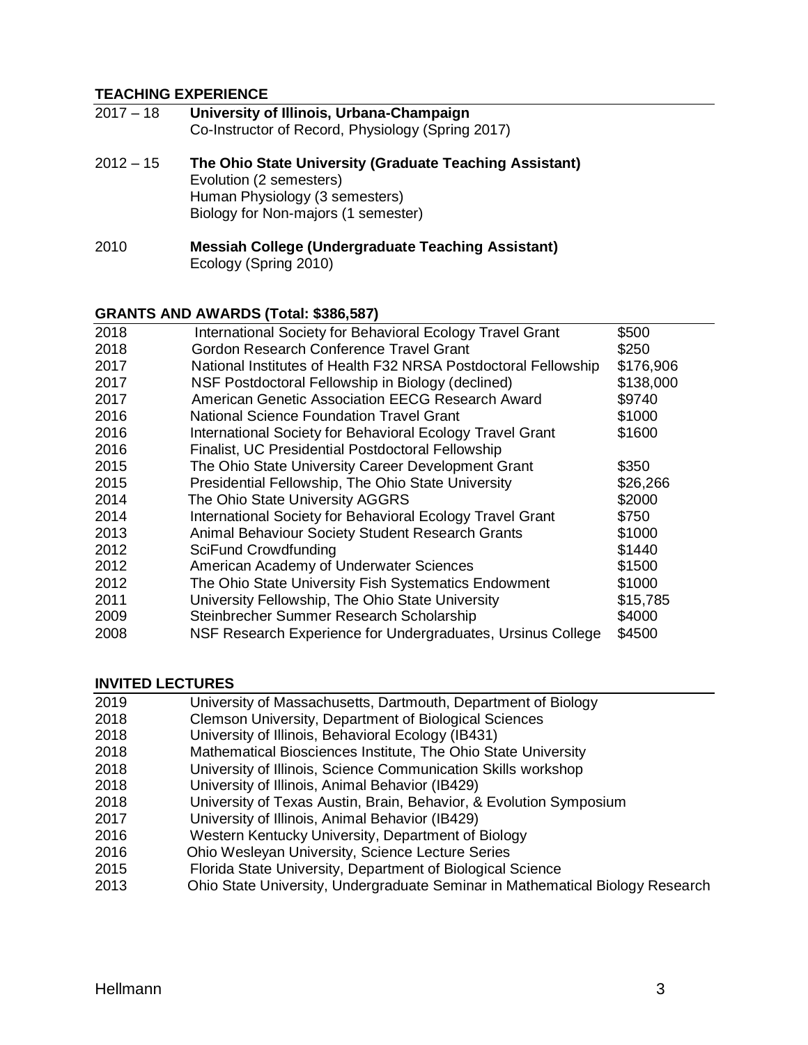## TEACHING EXPERIENCE

2017 – 18 **University of Illinois, Urbana-Champaign**
Co-Instructor of Record, Physiology (Spring 2017)

2012 – 15 **The Ohio State University (Graduate Teaching Assistant)**
Evolution (2 semesters)
Human Physiology (3 semesters)
Biology for Non-majors (1 semester)

2010 **Messiah College (Undergraduate Teaching Assistant)**
Ecology (Spring 2010)

## GRANTS AND AWARDS (Total: $386,587)

| | | |
|---|---|---|
| 2018 | International Society for Behavioral Ecology Travel Grant | $500 |
| 2018 | Gordon Research Conference Travel Grant | $250 |
| 2017 | National Institutes of Health F32 NRSA Postdoctoral Fellowship | $176,906 |
| 2017 | NSF Postdoctoral Fellowship in Biology (declined) | $138,000 |
| 2017 | American Genetic Association EECG Research Award | $9740 |
| 2016 | National Science Foundation Travel Grant | $1000 |
| 2016 | International Society for Behavioral Ecology Travel Grant | $1600 |
| 2016 | Finalist, UC Presidential Postdoctoral Fellowship | |
| 2015 | The Ohio State University Career Development Grant | $350 |
| 2015 | Presidential Fellowship, The Ohio State University | $26,266 |
| 2014 | The Ohio State University AGGRS | $2000 |
| 2014 | International Society for Behavioral Ecology Travel Grant | $750 |
| 2013 | Animal Behaviour Society Student Research Grants | $1000 |
| 2012 | SciFund Crowdfunding | $1440 |
| 2012 | American Academy of Underwater Sciences | $1500 |
| 2012 | The Ohio State University Fish Systematics Endowment | $1000 |
| 2011 | University Fellowship, The Ohio State University | $15,785 |
| 2009 | Steinbrecher Summer Research Scholarship | $4000 |
| 2008 | NSF Research Experience for Undergraduates, Ursinus College | $4500 |

## INVITED LECTURES

| | |
|---|---|
| 2019 | University of Massachusetts, Dartmouth, Department of Biology |
| 2018 | Clemson University, Department of Biological Sciences |
| 2018 | University of Illinois, Behavioral Ecology (IB431) |
| 2018 | Mathematical Biosciences Institute, The Ohio State University |
| 2018 | University of Illinois, Science Communication Skills workshop |
| 2018 | University of Illinois, Animal Behavior (IB429) |
| 2018 | University of Texas Austin, Brain, Behavior, & Evolution Symposium |
| 2017 | University of Illinois, Animal Behavior (IB429) |
| 2016 | Western Kentucky University, Department of Biology |
| 2016 | Ohio Wesleyan University, Science Lecture Series |
| 2015 | Florida State University, Department of Biological Science |
| 2013 | Ohio State University, Undergraduate Seminar in Mathematical Biology Research |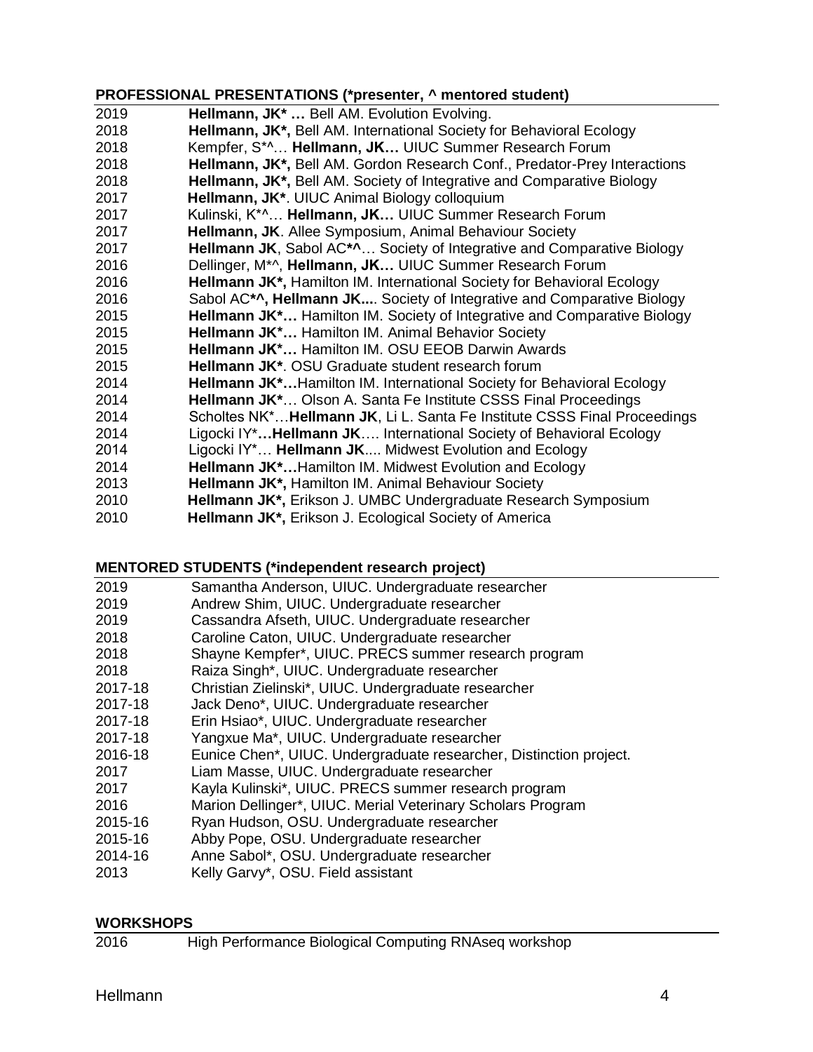## PROFESSIONAL PRESENTATIONS (*presenter, ^ mentored student)

| | |
|---|---|
| 2019 | **Hellmann, JK* …** Bell AM. Evolution Evolving. |
| 2018 | **Hellmann, JK*,** Bell AM. International Society for Behavioral Ecology |
| 2018 | Kempfer, S*^… **Hellmann, JK…** UIUC Summer Research Forum |
| 2018 | **Hellmann, JK*,** Bell AM. Gordon Research Conf., Predator-Prey Interactions |
| 2018 | **Hellmann, JK*,** Bell AM. Society of Integrative and Comparative Biology |
| 2017 | **Hellmann, JK***. UIUC Animal Biology colloquium |
| 2017 | Kulinski, K*^… **Hellmann, JK…** UIUC Summer Research Forum |
| 2017 | **Hellmann, JK**. Allee Symposium, Animal Behaviour Society |
| 2017 | **Hellmann JK**, Sabol AC***^**… Society of Integrative and Comparative Biology |
| 2016 | Dellinger, M*^, **Hellmann, JK…** UIUC Summer Research Forum |
| 2016 | **Hellmann JK*,** Hamilton IM. International Society for Behavioral Ecology |
| 2016 | Sabol AC***^, Hellmann JK...**. Society of Integrative and Comparative Biology |
| 2015 | **Hellmann JK*…** Hamilton IM. Society of Integrative and Comparative Biology |
| 2015 | **Hellmann JK*…** Hamilton IM. Animal Behavior Society |
| 2015 | **Hellmann JK*…** Hamilton IM. OSU EEOB Darwin Awards |
| 2015 | **Hellmann JK***. OSU Graduate student research forum |
| 2014 | **Hellmann JK*…**Hamilton IM. International Society for Behavioral Ecology |
| 2014 | **Hellmann JK***… Olson A. Santa Fe Institute CSSS Final Proceedings |
| 2014 | Scholtes NK*…**Hellmann JK**, Li L. Santa Fe Institute CSSS Final Proceedings |
| 2014 | Ligocki IY***…Hellmann JK**…. International Society of Behavioral Ecology |
| 2014 | Ligocki IY*… **Hellmann JK**.... Midwest Evolution and Ecology |
| 2014 | **Hellmann JK*…**Hamilton IM. Midwest Evolution and Ecology |
| 2013 | **Hellmann JK*,** Hamilton IM. Animal Behaviour Society |
| 2010 | **Hellmann JK*,** Erikson J. UMBC Undergraduate Research Symposium |
| 2010 | **Hellmann JK*,** Erikson J. Ecological Society of America |

## MENTORED STUDENTS (*independent research project)

| | |
|---|---|
| 2019 | Samantha Anderson, UIUC. Undergraduate researcher |
| 2019 | Andrew Shim, UIUC. Undergraduate researcher |
| 2019 | Cassandra Afseth, UIUC. Undergraduate researcher |
| 2018 | Caroline Caton, UIUC. Undergraduate researcher |
| 2018 | Shayne Kempfer*, UIUC. PRECS summer research program |
| 2018 | Raiza Singh*, UIUC. Undergraduate researcher |
| 2017-18 | Christian Zielinski*, UIUC. Undergraduate researcher |
| 2017-18 | Jack Deno*, UIUC. Undergraduate researcher |
| 2017-18 | Erin Hsiao*, UIUC. Undergraduate researcher |
| 2017-18 | Yangxue Ma*, UIUC. Undergraduate researcher |
| 2016-18 | Eunice Chen*, UIUC. Undergraduate researcher, Distinction project. |
| 2017 | Liam Masse, UIUC. Undergraduate researcher |
| 2017 | Kayla Kulinski*, UIUC. PRECS summer research program |
| 2016 | Marion Dellinger*, UIUC. Merial Veterinary Scholars Program |
| 2015-16 | Ryan Hudson, OSU. Undergraduate researcher |
| 2015-16 | Abby Pope, OSU. Undergraduate researcher |
| 2014-16 | Anne Sabol*, OSU. Undergraduate researcher |
| 2013 | Kelly Garvy*, OSU. Field assistant |

## WORKSHOPS

| | |
|---|---|
| 2016 | High Performance Biological Computing RNAseq workshop |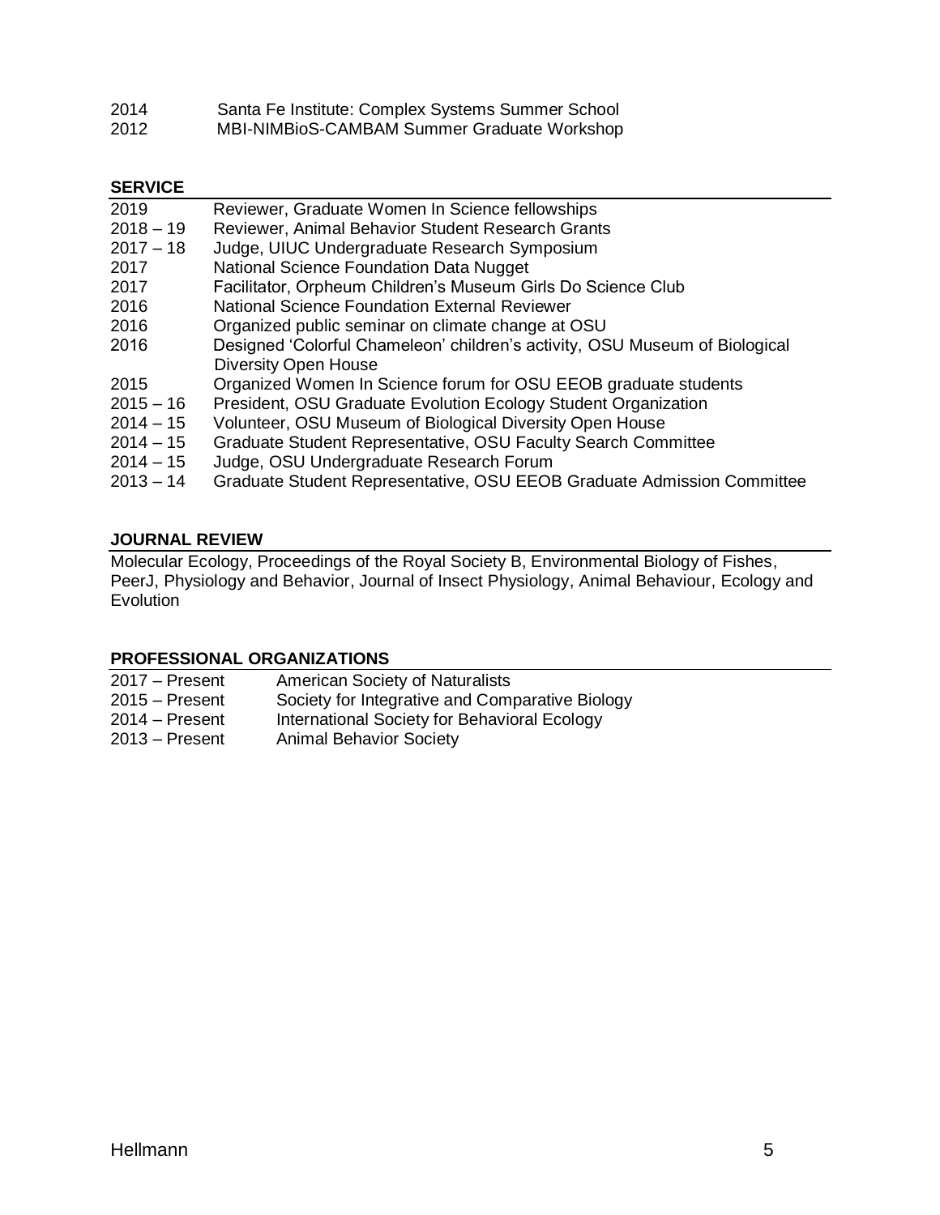2014 Santa Fe Institute: Complex Systems Summer School
2012 MBI-NIMBioS-CAMBAM Summer Graduate Workshop

## SERVICE

| | |
|---|---|
| 2019 | Reviewer, Graduate Women In Science fellowships |
| 2018 – 19 | Reviewer, Animal Behavior Student Research Grants |
| 2017 – 18 | Judge, UIUC Undergraduate Research Symposium |
| 2017 | National Science Foundation Data Nugget |
| 2017 | Facilitator, Orpheum Children's Museum Girls Do Science Club |
| 2016 | National Science Foundation External Reviewer |
| 2016 | Organized public seminar on climate change at OSU |
| 2016 | Designed 'Colorful Chameleon' children's activity, OSU Museum of Biological Diversity Open House |
| 2015 | Organized Women In Science forum for OSU EEOB graduate students |
| 2015 – 16 | President, OSU Graduate Evolution Ecology Student Organization |
| 2014 – 15 | Volunteer, OSU Museum of Biological Diversity Open House |
| 2014 – 15 | Graduate Student Representative, OSU Faculty Search Committee |
| 2014 – 15 | Judge, OSU Undergraduate Research Forum |
| 2013 – 14 | Graduate Student Representative, OSU EEOB Graduate Admission Committee |

## JOURNAL REVIEW

Molecular Ecology, Proceedings of the Royal Society B, Environmental Biology of Fishes, PeerJ, Physiology and Behavior, Journal of Insect Physiology, Animal Behaviour, Ecology and Evolution

## PROFESSIONAL ORGANIZATIONS

| | |
|---|---|
| 2017 – Present | American Society of Naturalists |
| 2015 – Present | Society for Integrative and Comparative Biology |
| 2014 – Present | International Society for Behavioral Ecology |
| 2013 – Present | Animal Behavior Society |